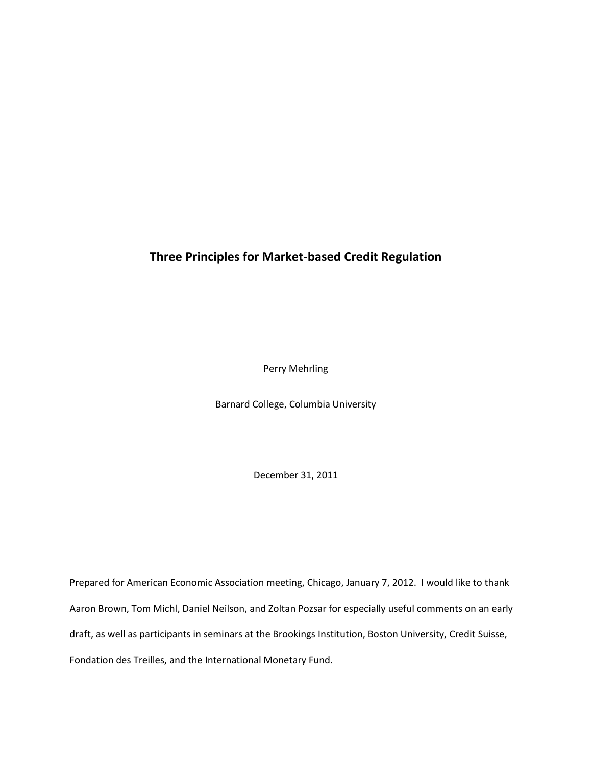# Three Principles for Market-based Credit Regulation

Perry Mehrling

Barnard College, Columbia University

December 31, 2011

Prepared for American Economic Association meeting, Chicago, January 7, 2012. I would like to thank Aaron Brown, Tom Michl, Daniel Neilson, and Zoltan Pozsar for especially useful comments on an early draft, as well as participants in seminars at the Brookings Institution, Boston University, Credit Suisse, Fondation des Treilles, and the International Monetary Fund.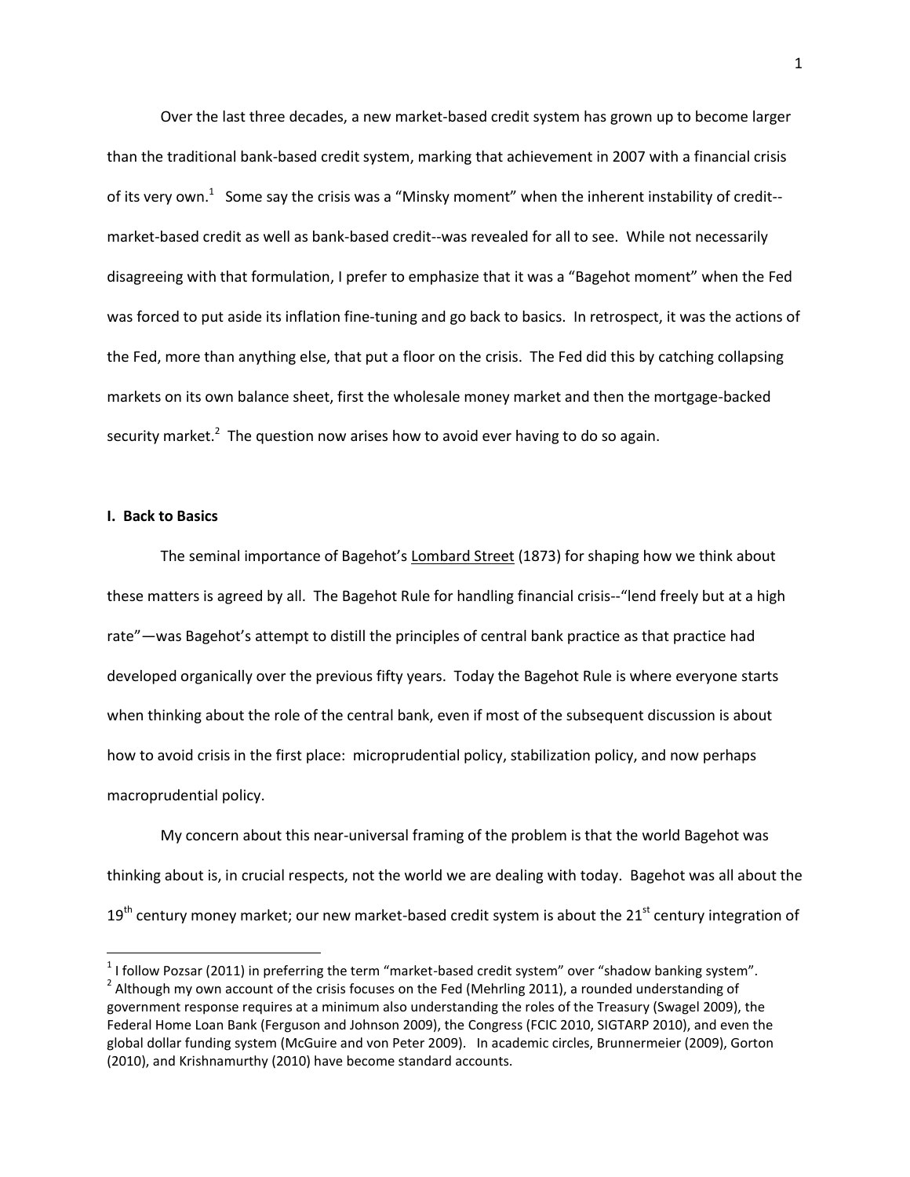Over the last three decades, a new market-based credit system has grown up to become larger than the traditional bank-based credit system, marking that achievement in 2007 with a financial crisis of its very own.[1] Some say the crisis was a "Minsky moment" when the inherent instability of credit--market-based credit as well as bank-based credit--was revealed for all to see. While not necessarily disagreeing with that formulation, I prefer to emphasize that it was a "Bagehot moment" when the Fed was forced to put aside its inflation fine-tuning and go back to basics. In retrospect, it was the actions of the Fed, more than anything else, that put a floor on the crisis. The Fed did this by catching collapsing markets on its own balance sheet, first the wholesale money market and then the mortgage-backed security market.[2] The question now arises how to avoid ever having to do so again.

## I. Back to Basics

The seminal importance of Bagehot's Lombard Street (1873) for shaping how we think about these matters is agreed by all. The Bagehot Rule for handling financial crisis--"lend freely but at a high rate"—was Bagehot's attempt to distill the principles of central bank practice as that practice had developed organically over the previous fifty years. Today the Bagehot Rule is where everyone starts when thinking about the role of the central bank, even if most of the subsequent discussion is about how to avoid crisis in the first place: microprudential policy, stabilization policy, and now perhaps macroprudential policy.

My concern about this near-universal framing of the problem is that the world Bagehot was thinking about is, in crucial respects, not the world we are dealing with today. Bagehot was all about the 19th century money market; our new market-based credit system is about the 21st century integration of

[1] I follow Pozsar (2011) in preferring the term "market-based credit system" over "shadow banking system".

[2] Although my own account of the crisis focuses on the Fed (Mehrling 2011), a rounded understanding of government response requires at a minimum also understanding the roles of the Treasury (Swagel 2009), the Federal Home Loan Bank (Ferguson and Johnson 2009), the Congress (FCIC 2010, SIGTARP 2010), and even the global dollar funding system (McGuire and von Peter 2009). In academic circles, Brunnermeier (2009), Gorton (2010), and Krishnamurthy (2010) have become standard accounts.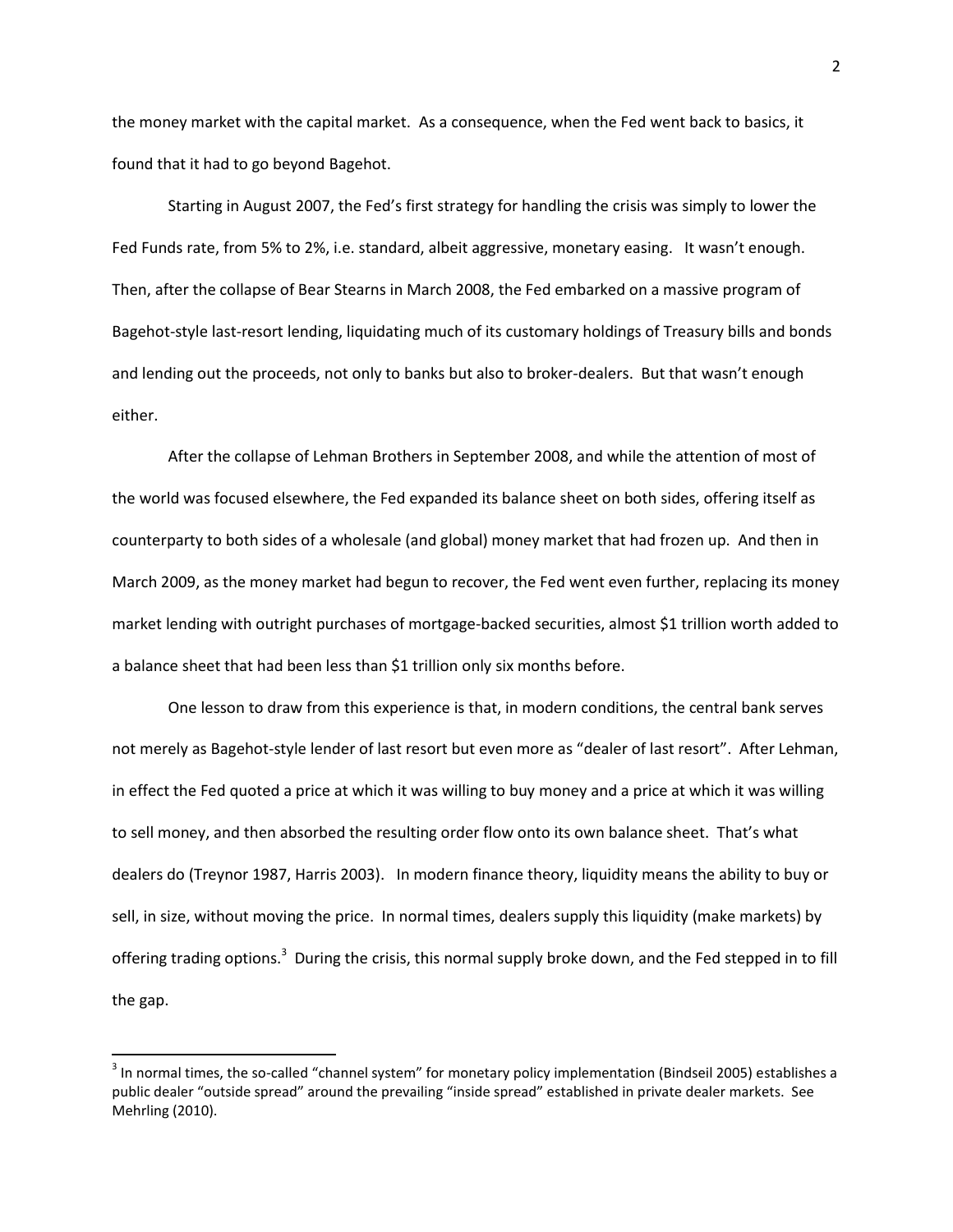the money market with the capital market. As a consequence, when the Fed went back to basics, it found that it had to go beyond Bagehot.

Starting in August 2007, the Fed's first strategy for handling the crisis was simply to lower the Fed Funds rate, from 5% to 2%, i.e. standard, albeit aggressive, monetary easing. It wasn't enough. Then, after the collapse of Bear Stearns in March 2008, the Fed embarked on a massive program of Bagehot-style last-resort lending, liquidating much of its customary holdings of Treasury bills and bonds and lending out the proceeds, not only to banks but also to broker-dealers. But that wasn't enough either.

After the collapse of Lehman Brothers in September 2008, and while the attention of most of the world was focused elsewhere, the Fed expanded its balance sheet on both sides, offering itself as counterparty to both sides of a wholesale (and global) money market that had frozen up. And then in March 2009, as the money market had begun to recover, the Fed went even further, replacing its money market lending with outright purchases of mortgage-backed securities, almost $1 trillion worth added to a balance sheet that had been less than $1 trillion only six months before.

One lesson to draw from this experience is that, in modern conditions, the central bank serves not merely as Bagehot-style lender of last resort but even more as "dealer of last resort". After Lehman, in effect the Fed quoted a price at which it was willing to buy money and a price at which it was willing to sell money, and then absorbed the resulting order flow onto its own balance sheet. That's what dealers do (Treynor 1987, Harris 2003). In modern finance theory, liquidity means the ability to buy or sell, in size, without moving the price. In normal times, dealers supply this liquidity (make markets) by offering trading options.[3] During the crisis, this normal supply broke down, and the Fed stepped in to fill the gap.

[3] In normal times, the so-called "channel system" for monetary policy implementation (Bindseil 2005) establishes a public dealer "outside spread" around the prevailing "inside spread" established in private dealer markets. See Mehrling (2010).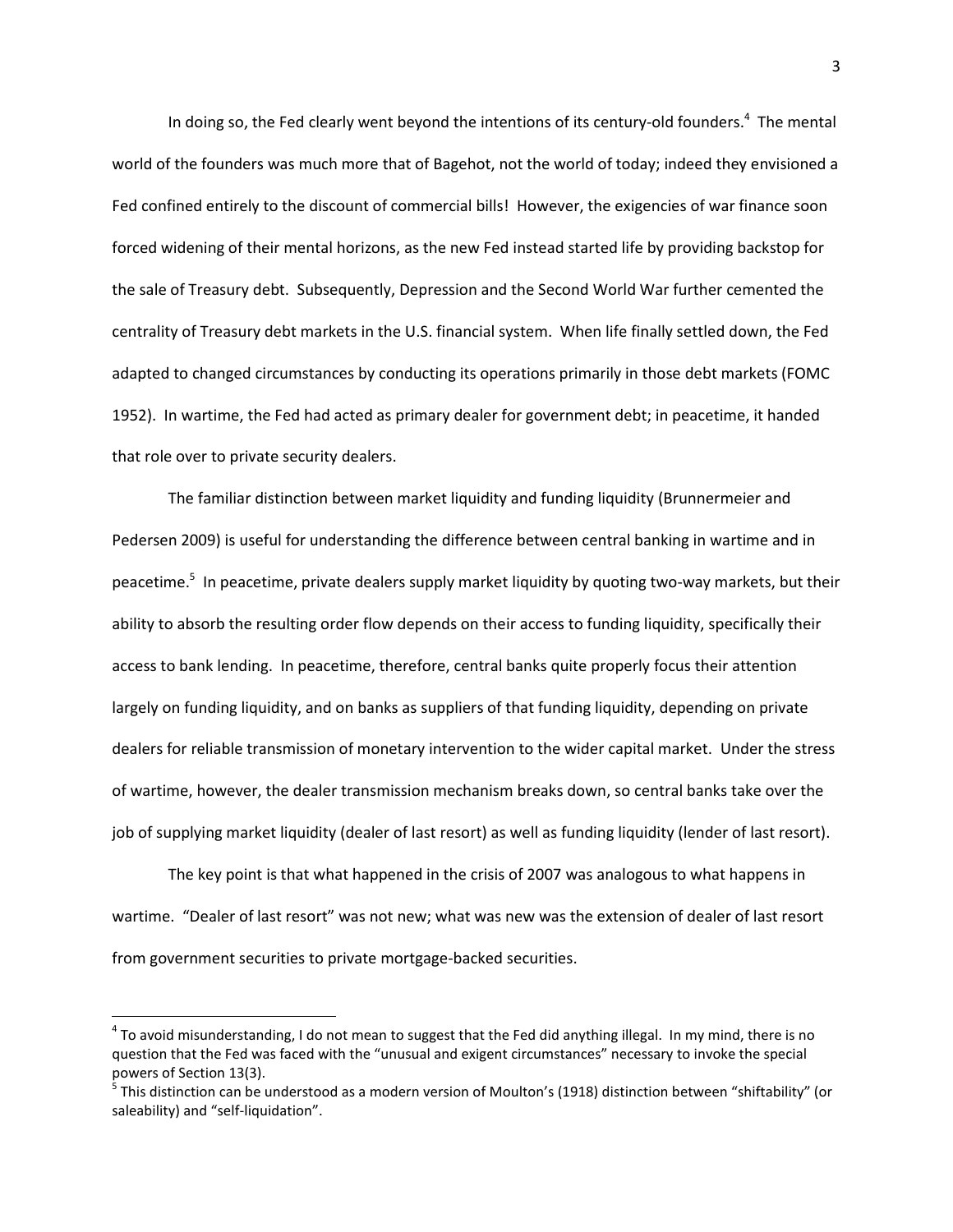In doing so, the Fed clearly went beyond the intentions of its century-old founders.[4] The mental world of the founders was much more that of Bagehot, not the world of today; indeed they envisioned a Fed confined entirely to the discount of commercial bills! However, the exigencies of war finance soon forced widening of their mental horizons, as the new Fed instead started life by providing backstop for the sale of Treasury debt. Subsequently, Depression and the Second World War further cemented the centrality of Treasury debt markets in the U.S. financial system. When life finally settled down, the Fed adapted to changed circumstances by conducting its operations primarily in those debt markets (FOMC 1952). In wartime, the Fed had acted as primary dealer for government debt; in peacetime, it handed that role over to private security dealers.

The familiar distinction between market liquidity and funding liquidity (Brunnermeier and Pedersen 2009) is useful for understanding the difference between central banking in wartime and in peacetime.[5] In peacetime, private dealers supply market liquidity by quoting two-way markets, but their ability to absorb the resulting order flow depends on their access to funding liquidity, specifically their access to bank lending. In peacetime, therefore, central banks quite properly focus their attention largely on funding liquidity, and on banks as suppliers of that funding liquidity, depending on private dealers for reliable transmission of monetary intervention to the wider capital market. Under the stress of wartime, however, the dealer transmission mechanism breaks down, so central banks take over the job of supplying market liquidity (dealer of last resort) as well as funding liquidity (lender of last resort).

The key point is that what happened in the crisis of 2007 was analogous to what happens in wartime. "Dealer of last resort" was not new; what was new was the extension of dealer of last resort from government securities to private mortgage-backed securities.

---

[4] To avoid misunderstanding, I do not mean to suggest that the Fed did anything illegal. In my mind, there is no question that the Fed was faced with the "unusual and exigent circumstances" necessary to invoke the special powers of Section 13(3).

[5] This distinction can be understood as a modern version of Moulton's (1918) distinction between "shiftability" (or saleability) and "self-liquidation".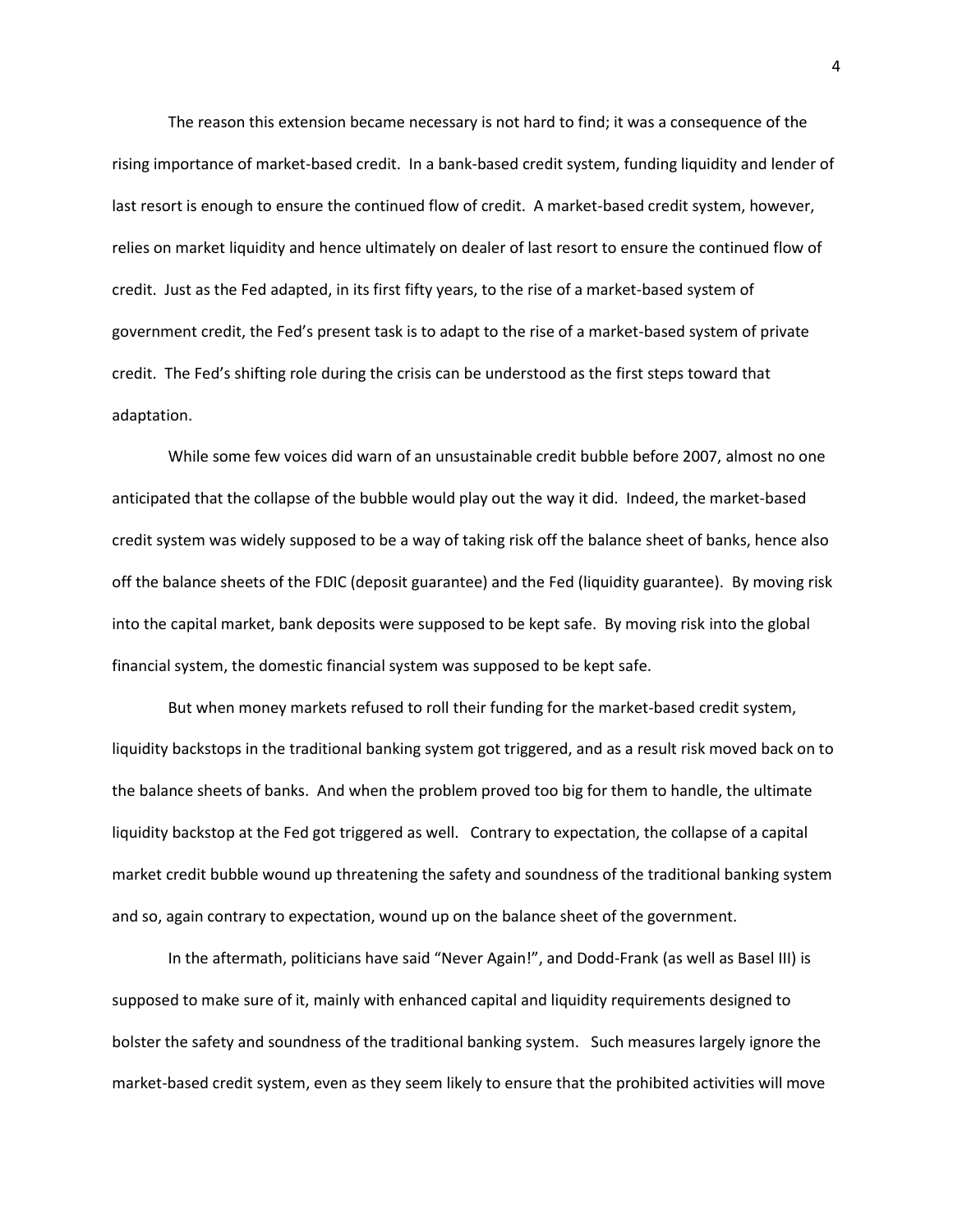The reason this extension became necessary is not hard to find; it was a consequence of the rising importance of market-based credit. In a bank-based credit system, funding liquidity and lender of last resort is enough to ensure the continued flow of credit. A market-based credit system, however, relies on market liquidity and hence ultimately on dealer of last resort to ensure the continued flow of credit. Just as the Fed adapted, in its first fifty years, to the rise of a market-based system of government credit, the Fed's present task is to adapt to the rise of a market-based system of private credit. The Fed's shifting role during the crisis can be understood as the first steps toward that adaptation.

While some few voices did warn of an unsustainable credit bubble before 2007, almost no one anticipated that the collapse of the bubble would play out the way it did. Indeed, the market-based credit system was widely supposed to be a way of taking risk off the balance sheet of banks, hence also off the balance sheets of the FDIC (deposit guarantee) and the Fed (liquidity guarantee). By moving risk into the capital market, bank deposits were supposed to be kept safe. By moving risk into the global financial system, the domestic financial system was supposed to be kept safe.

But when money markets refused to roll their funding for the market-based credit system, liquidity backstops in the traditional banking system got triggered, and as a result risk moved back on to the balance sheets of banks. And when the problem proved too big for them to handle, the ultimate liquidity backstop at the Fed got triggered as well. Contrary to expectation, the collapse of a capital market credit bubble wound up threatening the safety and soundness of the traditional banking system and so, again contrary to expectation, wound up on the balance sheet of the government.

In the aftermath, politicians have said "Never Again!", and Dodd-Frank (as well as Basel III) is supposed to make sure of it, mainly with enhanced capital and liquidity requirements designed to bolster the safety and soundness of the traditional banking system. Such measures largely ignore the market-based credit system, even as they seem likely to ensure that the prohibited activities will move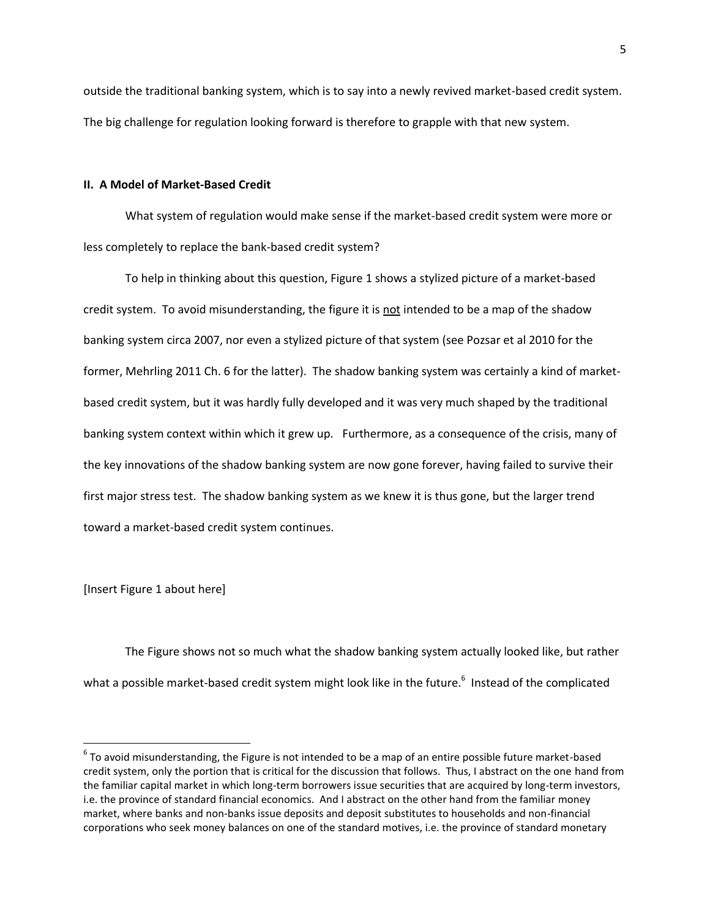outside the traditional banking system, which is to say into a newly revived market-based credit system. The big challenge for regulation looking forward is therefore to grapple with that new system.

## II. A Model of Market-Based Credit

What system of regulation would make sense if the market-based credit system were more or less completely to replace the bank-based credit system?

To help in thinking about this question, Figure 1 shows a stylized picture of a market-based credit system. To avoid misunderstanding, the figure it is not intended to be a map of the shadow banking system circa 2007, nor even a stylized picture of that system (see Pozsar et al 2010 for the former, Mehrling 2011 Ch. 6 for the latter). The shadow banking system was certainly a kind of market-based credit system, but it was hardly fully developed and it was very much shaped by the traditional banking system context within which it grew up. Furthermore, as a consequence of the crisis, many of the key innovations of the shadow banking system are now gone forever, having failed to survive their first major stress test. The shadow banking system as we knew it is thus gone, but the larger trend toward a market-based credit system continues.

[Insert Figure 1 about here]

The Figure shows not so much what the shadow banking system actually looked like, but rather what a possible market-based credit system might look like in the future.[6] Instead of the complicated

---

[6] To avoid misunderstanding, the Figure is not intended to be a map of an entire possible future market-based credit system, only the portion that is critical for the discussion that follows. Thus, I abstract on the one hand from the familiar capital market in which long-term borrowers issue securities that are acquired by long-term investors, i.e. the province of standard financial economics. And I abstract on the other hand from the familiar money market, where banks and non-banks issue deposits and deposit substitutes to households and non-financial corporations who seek money balances on one of the standard motives, i.e. the province of standard monetary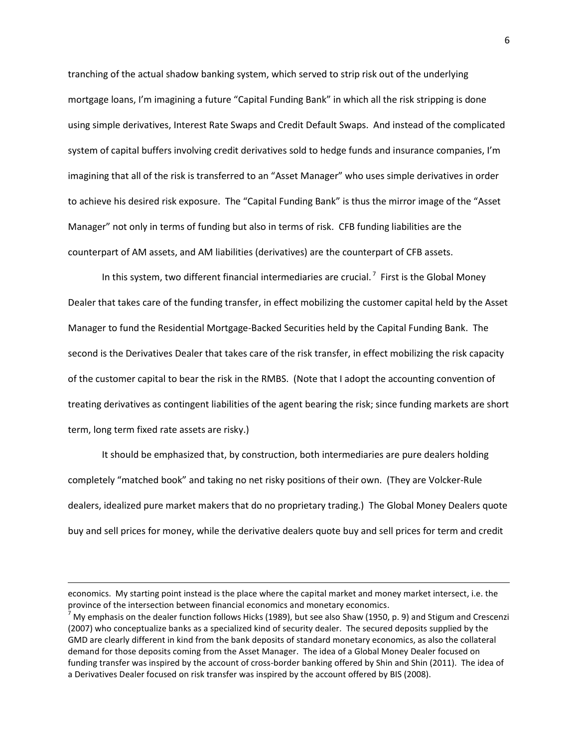tranching of the actual shadow banking system, which served to strip risk out of the underlying mortgage loans, I'm imagining a future "Capital Funding Bank" in which all the risk stripping is done using simple derivatives, Interest Rate Swaps and Credit Default Swaps. And instead of the complicated system of capital buffers involving credit derivatives sold to hedge funds and insurance companies, I'm imagining that all of the risk is transferred to an "Asset Manager" who uses simple derivatives in order to achieve his desired risk exposure. The "Capital Funding Bank" is thus the mirror image of the "Asset Manager" not only in terms of funding but also in terms of risk. CFB funding liabilities are the counterpart of AM assets, and AM liabilities (derivatives) are the counterpart of CFB assets.

In this system, two different financial intermediaries are crucial.[7] First is the Global Money Dealer that takes care of the funding transfer, in effect mobilizing the customer capital held by the Asset Manager to fund the Residential Mortgage-Backed Securities held by the Capital Funding Bank. The second is the Derivatives Dealer that takes care of the risk transfer, in effect mobilizing the risk capacity of the customer capital to bear the risk in the RMBS. (Note that I adopt the accounting convention of treating derivatives as contingent liabilities of the agent bearing the risk; since funding markets are short term, long term fixed rate assets are risky.)

It should be emphasized that, by construction, both intermediaries are pure dealers holding completely "matched book" and taking no net risky positions of their own. (They are Volcker-Rule dealers, idealized pure market makers that do no proprietary trading.) The Global Money Dealers quote buy and sell prices for money, while the derivative dealers quote buy and sell prices for term and credit

---

economics. My starting point instead is the place where the capital market and money market intersect, i.e. the province of the intersection between financial economics and monetary economics.

[7] My emphasis on the dealer function follows Hicks (1989), but see also Shaw (1950, p. 9) and Stigum and Crescenzi (2007) who conceptualize banks as a specialized kind of security dealer. The secured deposits supplied by the GMD are clearly different in kind from the bank deposits of standard monetary economics, as also the collateral demand for those deposits coming from the Asset Manager. The idea of a Global Money Dealer focused on funding transfer was inspired by the account of cross-border banking offered by Shin and Shin (2011). The idea of a Derivatives Dealer focused on risk transfer was inspired by the account offered by BIS (2008).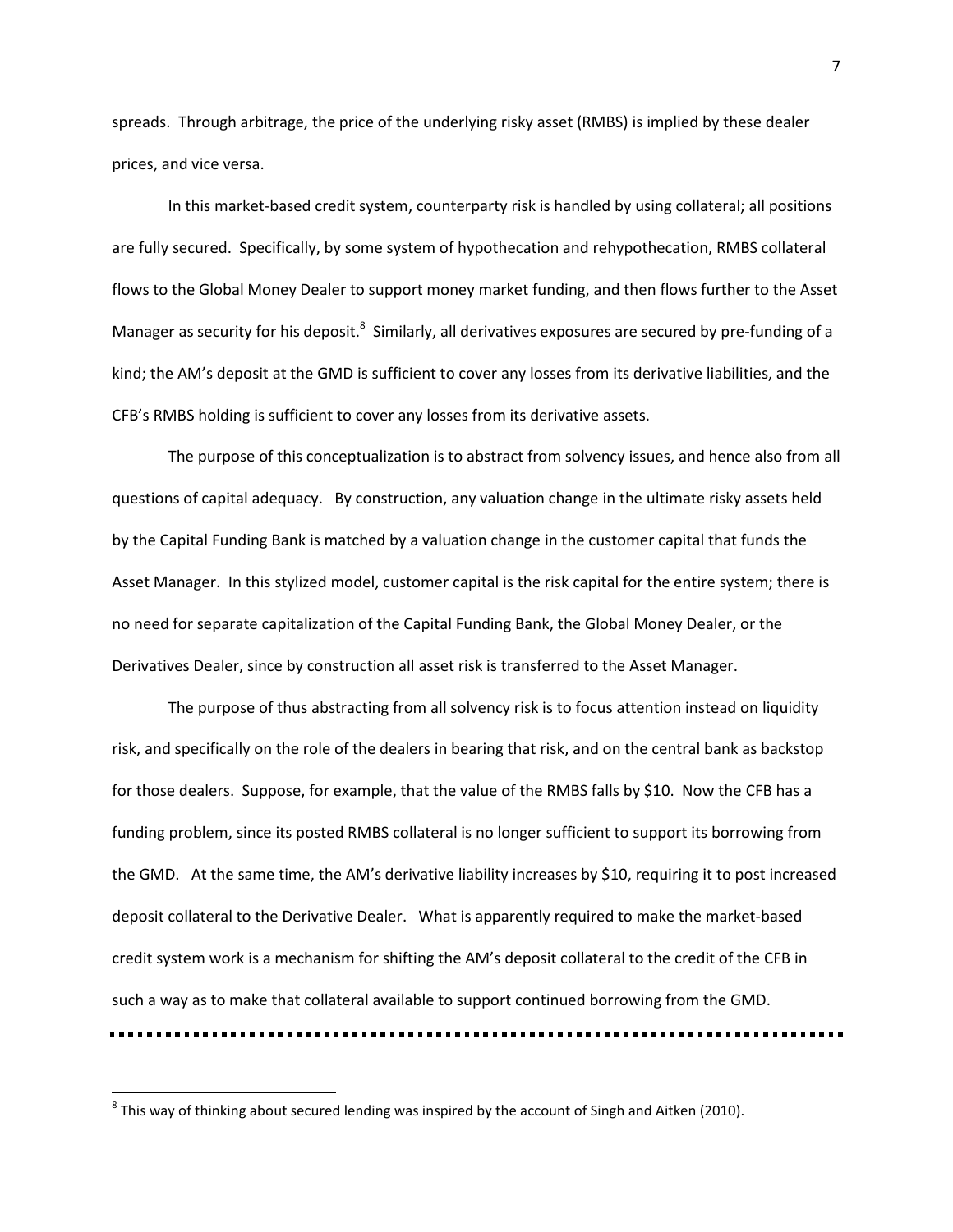spreads. Through arbitrage, the price of the underlying risky asset (RMBS) is implied by these dealer prices, and vice versa.

In this market-based credit system, counterparty risk is handled by using collateral; all positions are fully secured. Specifically, by some system of hypothecation and rehypothecation, RMBS collateral flows to the Global Money Dealer to support money market funding, and then flows further to the Asset Manager as security for his deposit.[8] Similarly, all derivatives exposures are secured by pre-funding of a kind; the AM's deposit at the GMD is sufficient to cover any losses from its derivative liabilities, and the CFB's RMBS holding is sufficient to cover any losses from its derivative assets.

The purpose of this conceptualization is to abstract from solvency issues, and hence also from all questions of capital adequacy. By construction, any valuation change in the ultimate risky assets held by the Capital Funding Bank is matched by a valuation change in the customer capital that funds the Asset Manager. In this stylized model, customer capital is the risk capital for the entire system; there is no need for separate capitalization of the Capital Funding Bank, the Global Money Dealer, or the Derivatives Dealer, since by construction all asset risk is transferred to the Asset Manager.

The purpose of thus abstracting from all solvency risk is to focus attention instead on liquidity risk, and specifically on the role of the dealers in bearing that risk, and on the central bank as backstop for those dealers. Suppose, for example, that the value of the RMBS falls by \$10. Now the CFB has a funding problem, since its posted RMBS collateral is no longer sufficient to support its borrowing from the GMD. At the same time, the AM's derivative liability increases by \$10, requiring it to post increased deposit collateral to the Derivative Dealer. What is apparently required to make the market-based credit system work is a mechanism for shifting the AM's deposit collateral to the credit of the CFB in such a way as to make that collateral available to support continued borrowing from the GMD.

---

[8] This way of thinking about secured lending was inspired by the account of Singh and Aitken (2010).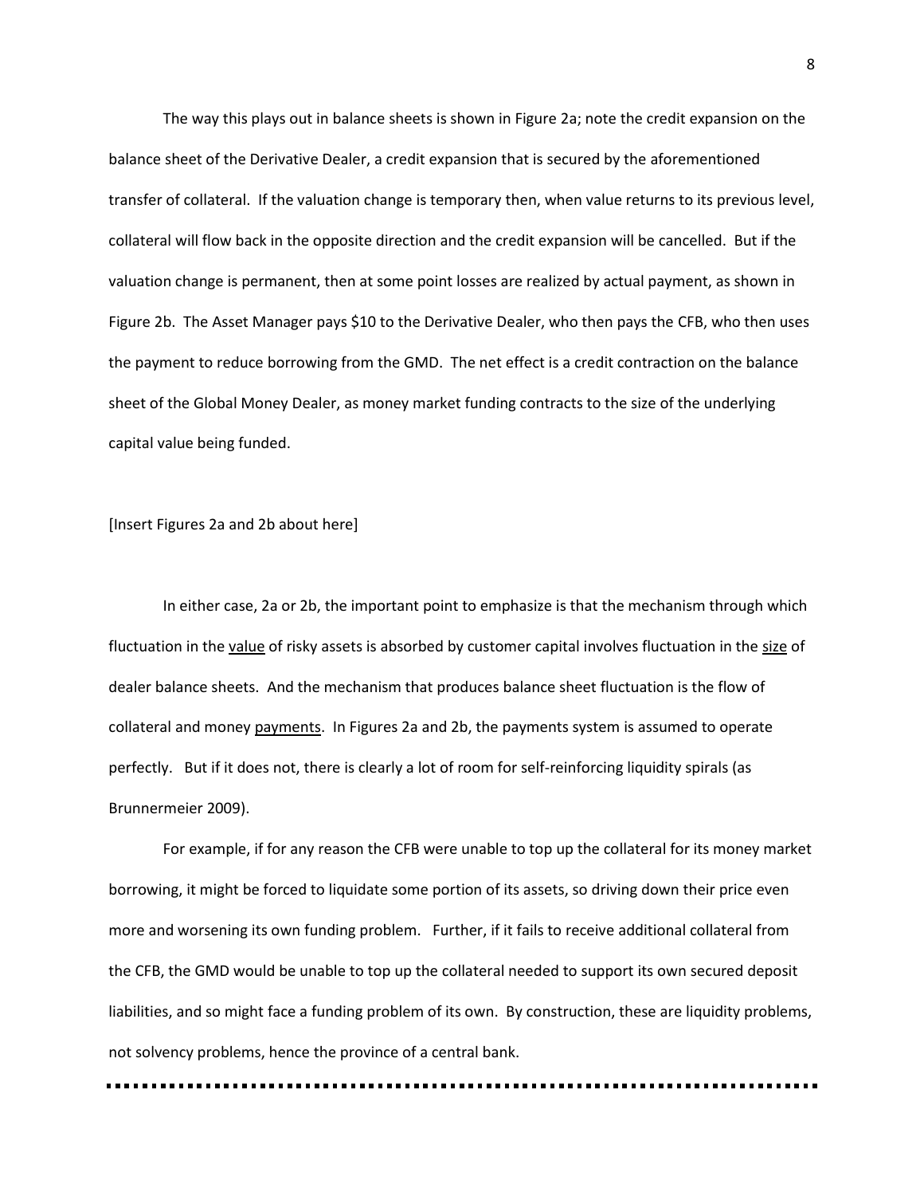The way this plays out in balance sheets is shown in Figure 2a; note the credit expansion on the balance sheet of the Derivative Dealer, a credit expansion that is secured by the aforementioned transfer of collateral. If the valuation change is temporary then, when value returns to its previous level, collateral will flow back in the opposite direction and the credit expansion will be cancelled. But if the valuation change is permanent, then at some point losses are realized by actual payment, as shown in Figure 2b. The Asset Manager pays $10 to the Derivative Dealer, who then pays the CFB, who then uses the payment to reduce borrowing from the GMD. The net effect is a credit contraction on the balance sheet of the Global Money Dealer, as money market funding contracts to the size of the underlying capital value being funded.

[Insert Figures 2a and 2b about here]

In either case, 2a or 2b, the important point to emphasize is that the mechanism through which fluctuation in the <u>value</u> of risky assets is absorbed by customer capital involves fluctuation in the <u>size</u> of dealer balance sheets. And the mechanism that produces balance sheet fluctuation is the flow of collateral and money <u>payments</u>. In Figures 2a and 2b, the payments system is assumed to operate perfectly. But if it does not, there is clearly a lot of room for self-reinforcing liquidity spirals (as Brunnermeier 2009).

For example, if for any reason the CFB were unable to top up the collateral for its money market borrowing, it might be forced to liquidate some portion of its assets, so driving down their price even more and worsening its own funding problem. Further, if it fails to receive additional collateral from the CFB, the GMD would be unable to top up the collateral needed to support its own secured deposit liabilities, and so might face a funding problem of its own. By construction, these are liquidity problems, not solvency problems, hence the province of a central bank.

---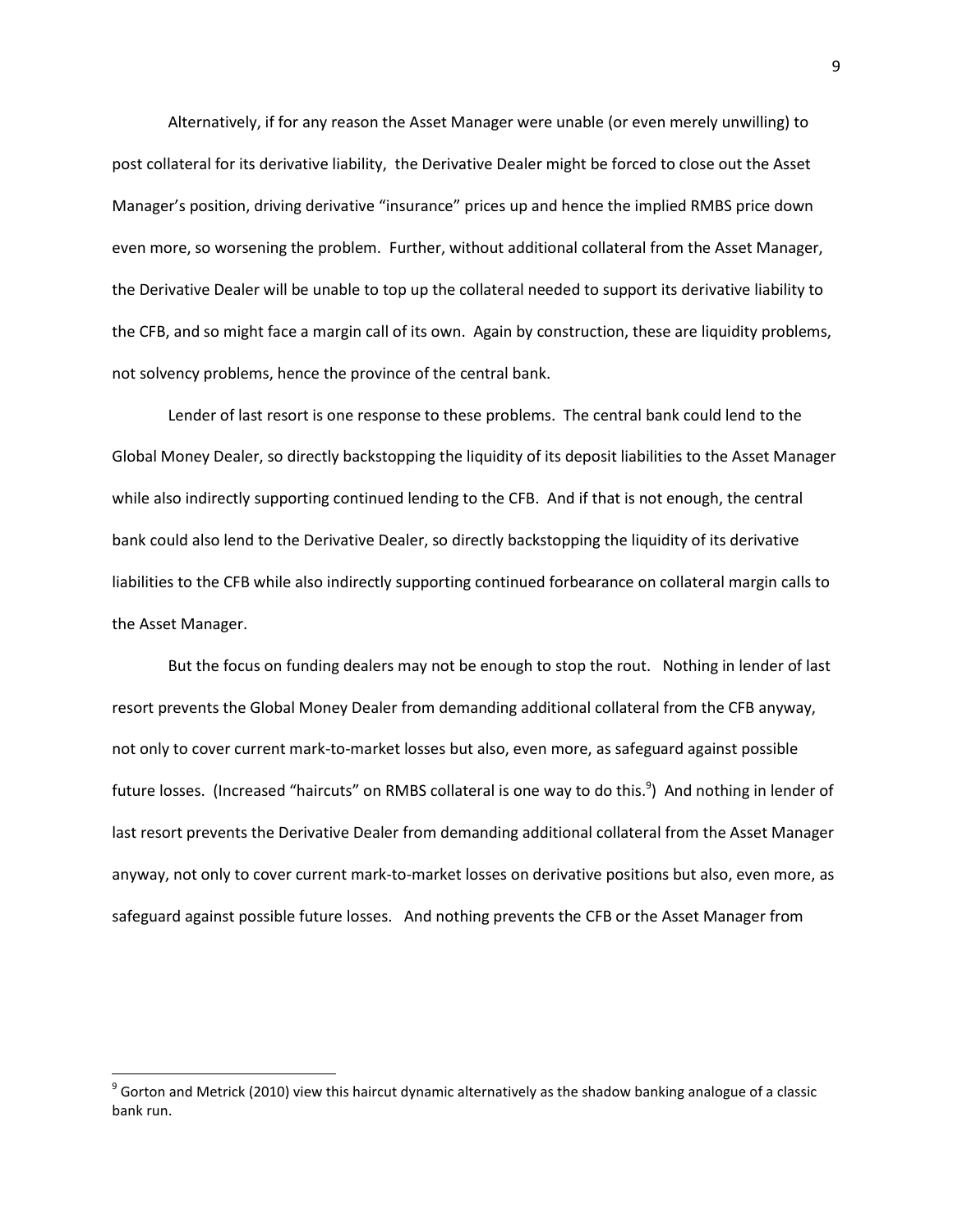Alternatively, if for any reason the Asset Manager were unable (or even merely unwilling) to post collateral for its derivative liability, the Derivative Dealer might be forced to close out the Asset Manager's position, driving derivative "insurance" prices up and hence the implied RMBS price down even more, so worsening the problem. Further, without additional collateral from the Asset Manager, the Derivative Dealer will be unable to top up the collateral needed to support its derivative liability to the CFB, and so might face a margin call of its own. Again by construction, these are liquidity problems, not solvency problems, hence the province of the central bank.

Lender of last resort is one response to these problems. The central bank could lend to the Global Money Dealer, so directly backstopping the liquidity of its deposit liabilities to the Asset Manager while also indirectly supporting continued lending to the CFB. And if that is not enough, the central bank could also lend to the Derivative Dealer, so directly backstopping the liquidity of its derivative liabilities to the CFB while also indirectly supporting continued forbearance on collateral margin calls to the Asset Manager.

But the focus on funding dealers may not be enough to stop the rout. Nothing in lender of last resort prevents the Global Money Dealer from demanding additional collateral from the CFB anyway, not only to cover current mark-to-market losses but also, even more, as safeguard against possible future losses. (Increased "haircuts" on RMBS collateral is one way to do this.[9]) And nothing in lender of last resort prevents the Derivative Dealer from demanding additional collateral from the Asset Manager anyway, not only to cover current mark-to-market losses on derivative positions but also, even more, as safeguard against possible future losses. And nothing prevents the CFB or the Asset Manager from

[9] Gorton and Metrick (2010) view this haircut dynamic alternatively as the shadow banking analogue of a classic bank run.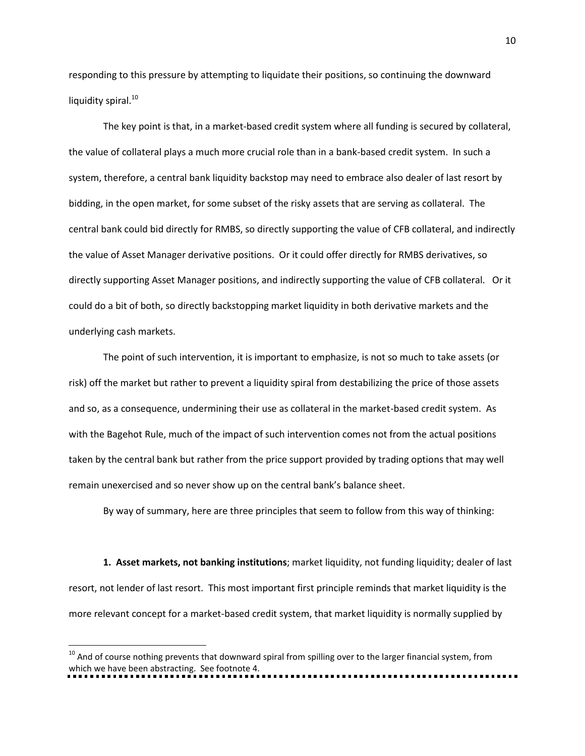responding to this pressure by attempting to liquidate their positions, so continuing the downward liquidity spiral.[10]

The key point is that, in a market-based credit system where all funding is secured by collateral, the value of collateral plays a much more crucial role than in a bank-based credit system. In such a system, therefore, a central bank liquidity backstop may need to embrace also dealer of last resort by bidding, in the open market, for some subset of the risky assets that are serving as collateral. The central bank could bid directly for RMBS, so directly supporting the value of CFB collateral, and indirectly the value of Asset Manager derivative positions. Or it could offer directly for RMBS derivatives, so directly supporting Asset Manager positions, and indirectly supporting the value of CFB collateral. Or it could do a bit of both, so directly backstopping market liquidity in both derivative markets and the underlying cash markets.

The point of such intervention, it is important to emphasize, is not so much to take assets (or risk) off the market but rather to prevent a liquidity spiral from destabilizing the price of those assets and so, as a consequence, undermining their use as collateral in the market-based credit system. As with the Bagehot Rule, much of the impact of such intervention comes not from the actual positions taken by the central bank but rather from the price support provided by trading options that may well remain unexercised and so never show up on the central bank's balance sheet.

By way of summary, here are three principles that seem to follow from this way of thinking:

**1. Asset markets, not banking institutions**; market liquidity, not funding liquidity; dealer of last resort, not lender of last resort. This most important first principle reminds that market liquidity is the more relevant concept for a market-based credit system, that market liquidity is normally supplied by

---

[10] And of course nothing prevents that downward spiral from spilling over to the larger financial system, from which we have been abstracting. See footnote 4.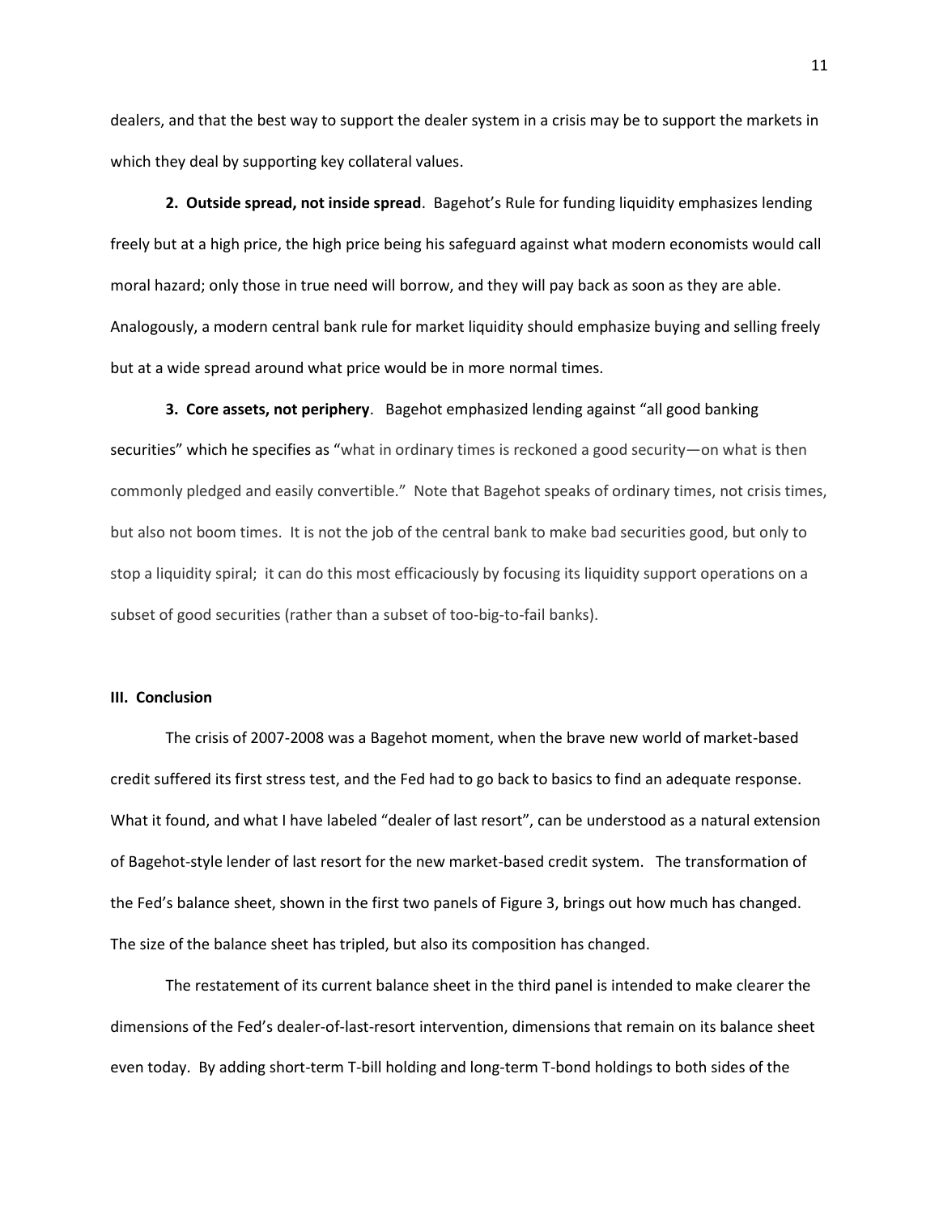dealers, and that the best way to support the dealer system in a crisis may be to support the markets in which they deal by supporting key collateral values.

**2. Outside spread, not inside spread**. Bagehot's Rule for funding liquidity emphasizes lending freely but at a high price, the high price being his safeguard against what modern economists would call moral hazard; only those in true need will borrow, and they will pay back as soon as they are able. Analogously, a modern central bank rule for market liquidity should emphasize buying and selling freely but at a wide spread around what price would be in more normal times.

**3. Core assets, not periphery**. Bagehot emphasized lending against "all good banking securities" which he specifies as "what in ordinary times is reckoned a good security—on what is then commonly pledged and easily convertible." Note that Bagehot speaks of ordinary times, not crisis times, but also not boom times. It is not the job of the central bank to make bad securities good, but only to stop a liquidity spiral; it can do this most efficaciously by focusing its liquidity support operations on a subset of good securities (rather than a subset of too-big-to-fail banks).

## III. Conclusion

The crisis of 2007-2008 was a Bagehot moment, when the brave new world of market-based credit suffered its first stress test, and the Fed had to go back to basics to find an adequate response. What it found, and what I have labeled "dealer of last resort", can be understood as a natural extension of Bagehot-style lender of last resort for the new market-based credit system. The transformation of the Fed's balance sheet, shown in the first two panels of Figure 3, brings out how much has changed. The size of the balance sheet has tripled, but also its composition has changed.

The restatement of its current balance sheet in the third panel is intended to make clearer the dimensions of the Fed's dealer-of-last-resort intervention, dimensions that remain on its balance sheet even today. By adding short-term T-bill holding and long-term T-bond holdings to both sides of the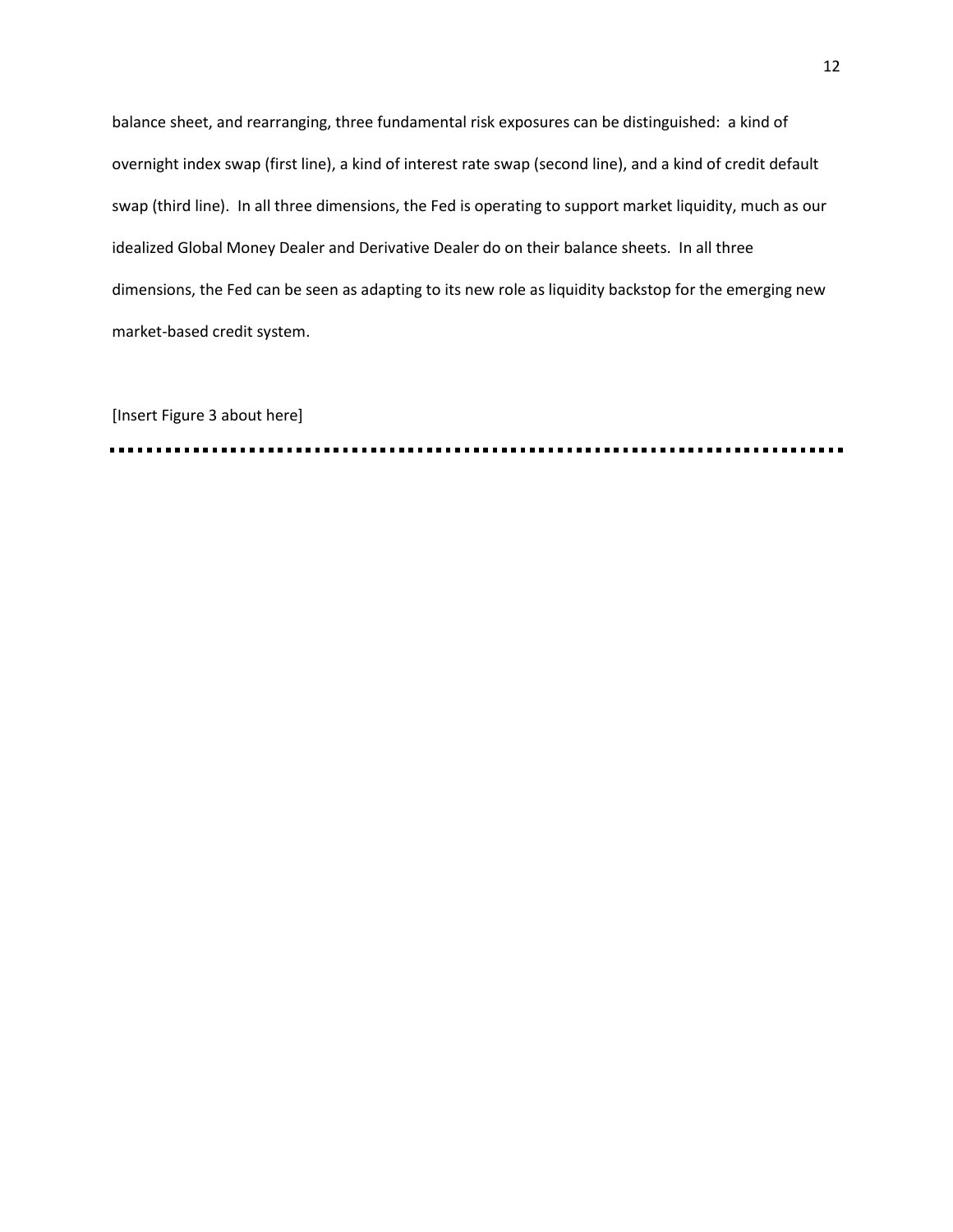balance sheet, and rearranging, three fundamental risk exposures can be distinguished: a kind of overnight index swap (first line), a kind of interest rate swap (second line), and a kind of credit default swap (third line). In all three dimensions, the Fed is operating to support market liquidity, much as our idealized Global Money Dealer and Derivative Dealer do on their balance sheets. In all three dimensions, the Fed can be seen as adapting to its new role as liquidity backstop for the emerging new market-based credit system.

[Insert Figure 3 about here]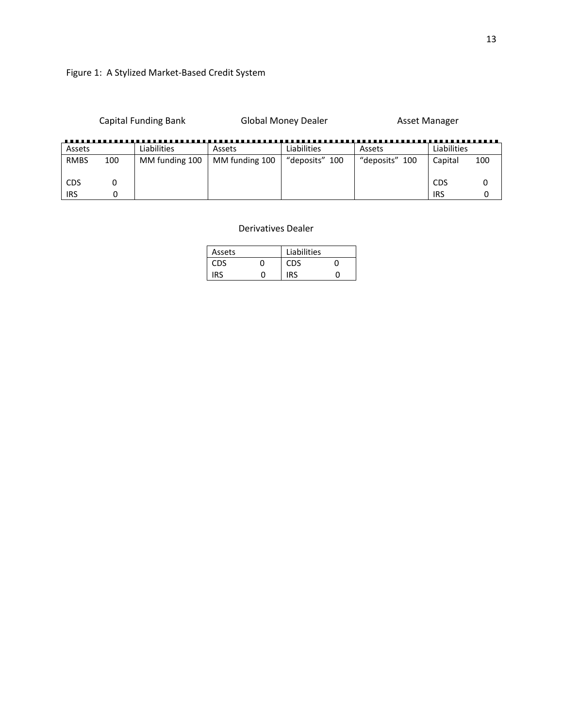Figure 1: A Stylized Market-Based Credit System

| Capital Funding Bank | | | | Global Money Dealer | | Asset Manager | | | |
|---|---|---|---|---|---|---|---|---|---|
| Assets | | Liabilities | | Assets | Liabilities | Assets | Liabilities | | |
| RMBS | 100 | MM funding | 100 | MM funding 100 | "deposits" 100 | "deposits" 100 | Capital | 100 | |
| CDS | 0 | | | | | | CDS | 0 | |
| IRS | 0 | | | | | | IRS | 0 | |

Derivatives Dealer

| Assets | | Liabilities | |
|---|---|---|---|
| CDS | 0 | CDS | 0 |
| IRS | 0 | IRS | 0 |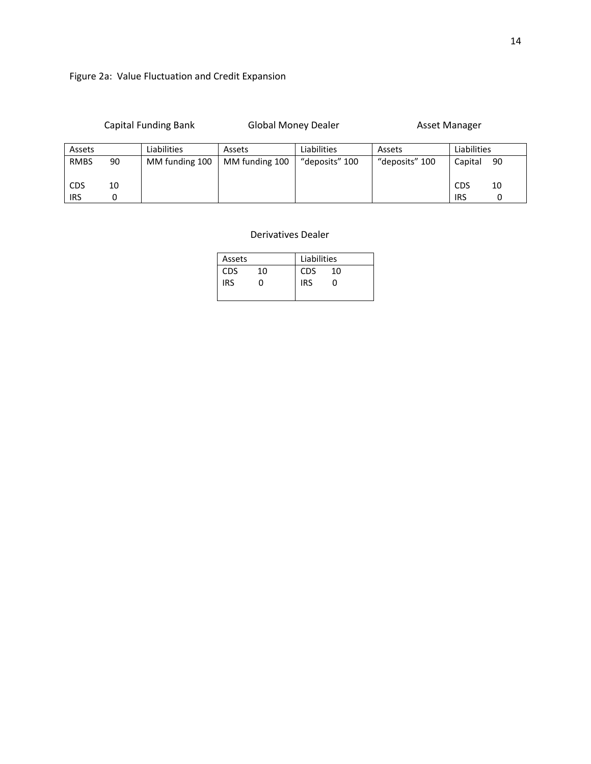Figure 2a: Value Fluctuation and Credit Expansion

| Capital Funding Bank | | Global Money Dealer | | Asset Manager | |
|---|---|---|---|---|---|
| Assets | Liabilities | Assets | Liabilities | Assets | Liabilities |
| RMBS 90 | MM funding 100 | MM funding 100 | "deposits" 100 | "deposits" 100 | Capital 90 |
| CDS 10 | | | | | CDS 10 |
| IRS 0 | | | | | IRS 0 |

Derivatives Dealer

| Assets | Liabilities |
|---|---|
| CDS 10 | CDS 10 |
| IRS 0 | IRS 0 |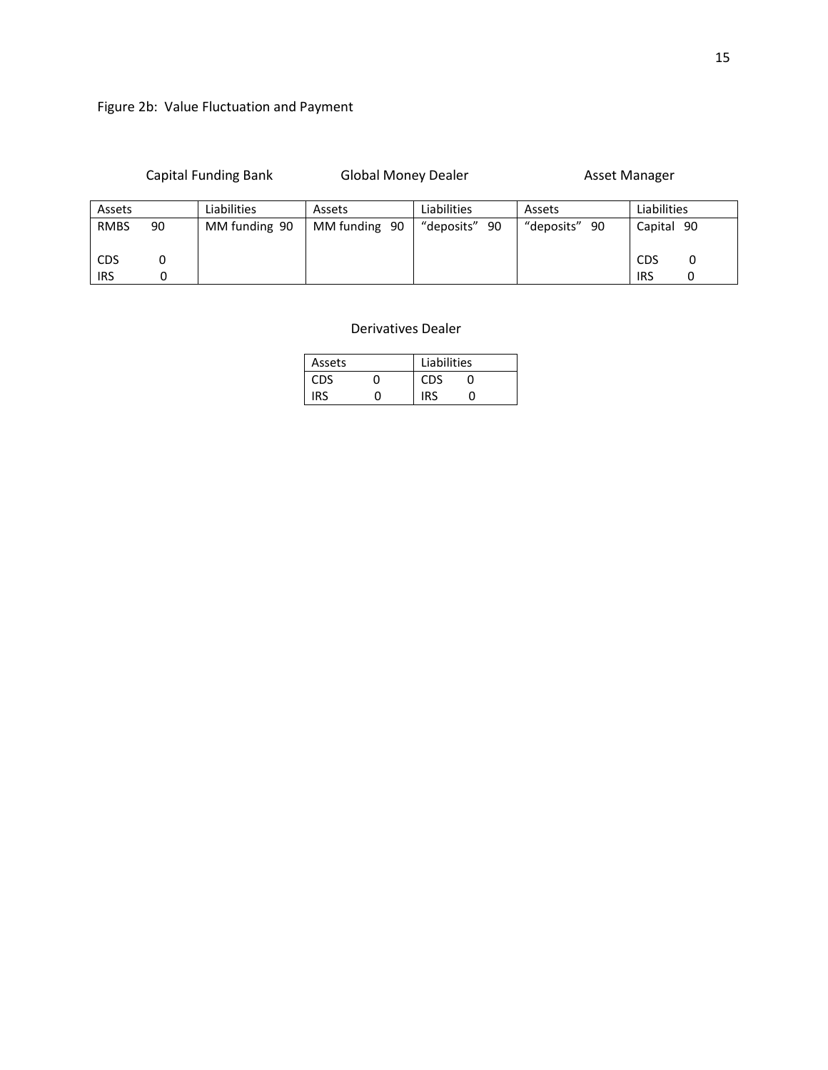Figure 2b: Value Fluctuation and Payment

| Capital Funding Bank | | Global Money Dealer | | Asset Manager | |
|---|---|---|---|---|---|
| Assets | Liabilities | Assets | Liabilities | Assets | Liabilities |
| RMBS 90 | MM funding 90 | MM funding 90 | “deposits” 90 | “deposits” 90 | Capital 90 |
| CDS 0 | | | | | CDS 0 |
| IRS 0 | | | | | IRS 0 |

Derivatives Dealer

| Assets | Liabilities |
|---|---|
| CDS 0 | CDS 0 |
| IRS 0 | IRS 0 |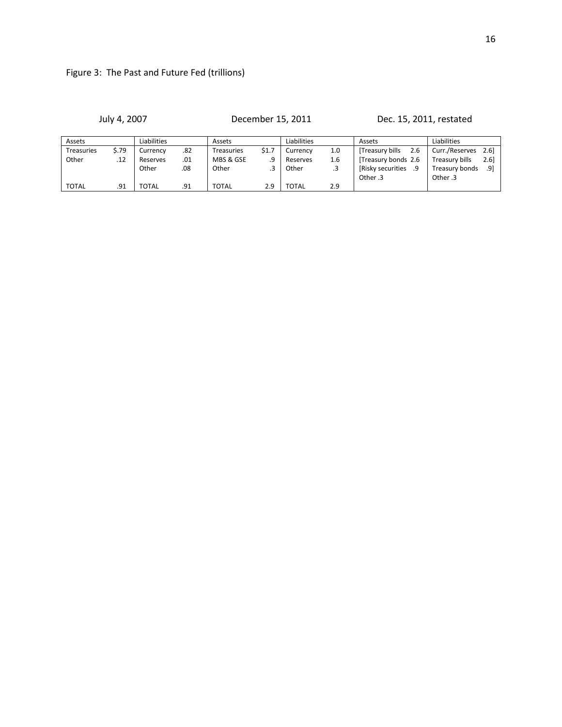Figure 3: The Past and Future Fed (trillions)

| July 4, 2007 | | | | December 15, 2011 | | | | Dec. 15, 2011, restated | |
|---|---|---|---|---|---|---|---|---|---|
| Assets | | Liabilities | | Assets | | Liabilities | | Assets | Liabilities |
| Treasuries | $.79 | Currency | .82 | Treasuries | $1.7 | Currency | 1.0 | [Treasury bills 2.6 | Curr./Reserves 2.6] |
| Other | .12 | Reserves | .01 | MBS & GSE | .9 | Reserves | 1.6 | [Treasury bonds 2.6 | Treasury bills 2.6] |
| | | Other | .08 | Other | .3 | Other | .3 | [Risky securities .9 | Treasury bonds .9] |
| | | | | | | | | Other .3 | Other .3 |
| TOTAL | .91 | TOTAL | .91 | TOTAL | 2.9 | TOTAL | 2.9 | | |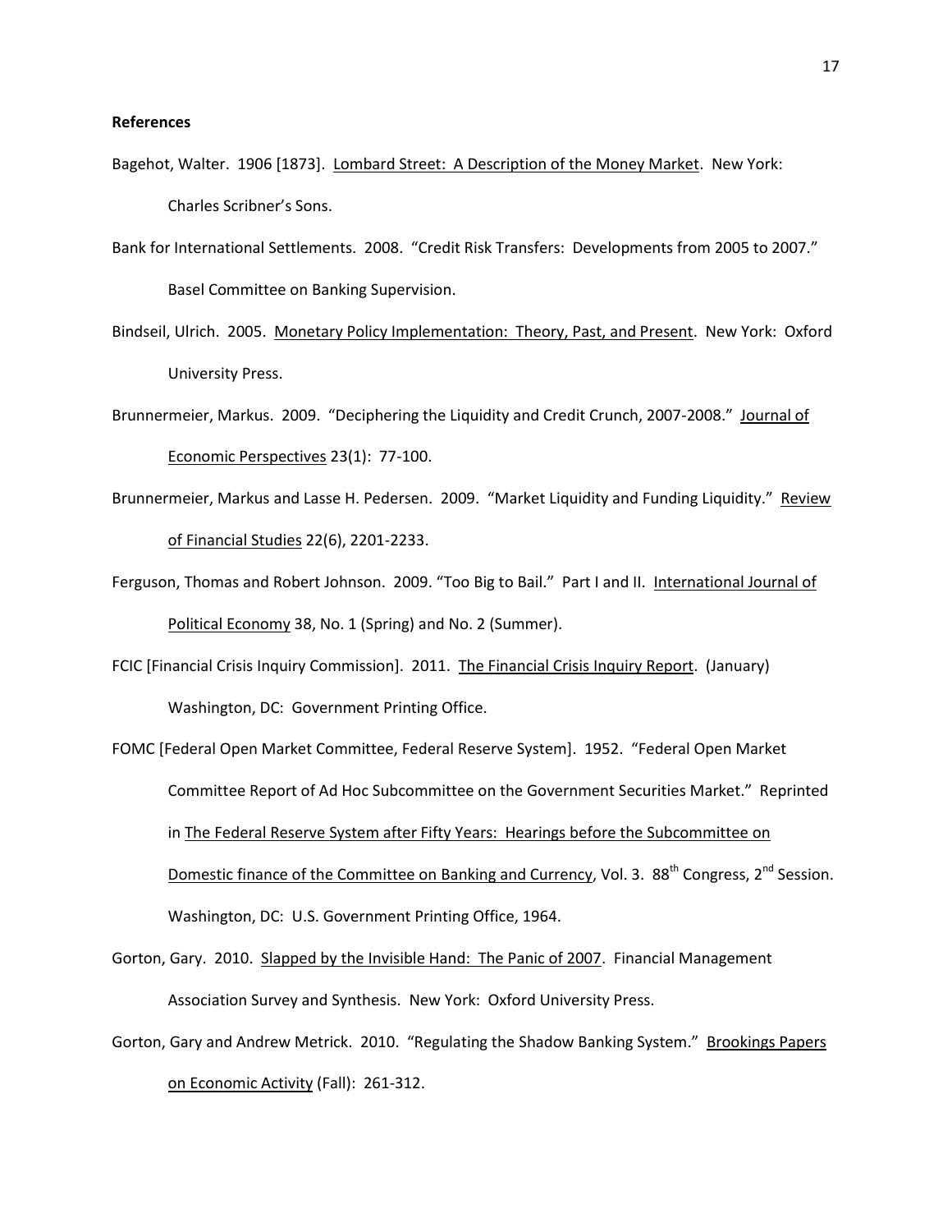**References**

Bagehot, Walter. 1906 [1873]. Lombard Street: A Description of the Money Market. New York: Charles Scribner's Sons.

Bank for International Settlements. 2008. "Credit Risk Transfers: Developments from 2005 to 2007." Basel Committee on Banking Supervision.

Bindseil, Ulrich. 2005. Monetary Policy Implementation: Theory, Past, and Present. New York: Oxford University Press.

Brunnermeier, Markus. 2009. "Deciphering the Liquidity and Credit Crunch, 2007-2008." Journal of Economic Perspectives 23(1): 77-100.

Brunnermeier, Markus and Lasse H. Pedersen. 2009. "Market Liquidity and Funding Liquidity." Review of Financial Studies 22(6), 2201-2233.

Ferguson, Thomas and Robert Johnson. 2009. "Too Big to Bail." Part I and II. International Journal of Political Economy 38, No. 1 (Spring) and No. 2 (Summer).

FCIC [Financial Crisis Inquiry Commission]. 2011. The Financial Crisis Inquiry Report. (January) Washington, DC: Government Printing Office.

FOMC [Federal Open Market Committee, Federal Reserve System]. 1952. "Federal Open Market Committee Report of Ad Hoc Subcommittee on the Government Securities Market." Reprinted in The Federal Reserve System after Fifty Years: Hearings before the Subcommittee on Domestic finance of the Committee on Banking and Currency, Vol. 3. 88th Congress, 2nd Session. Washington, DC: U.S. Government Printing Office, 1964.

Gorton, Gary. 2010. Slapped by the Invisible Hand: The Panic of 2007. Financial Management Association Survey and Synthesis. New York: Oxford University Press.

Gorton, Gary and Andrew Metrick. 2010. "Regulating the Shadow Banking System." Brookings Papers on Economic Activity (Fall): 261-312.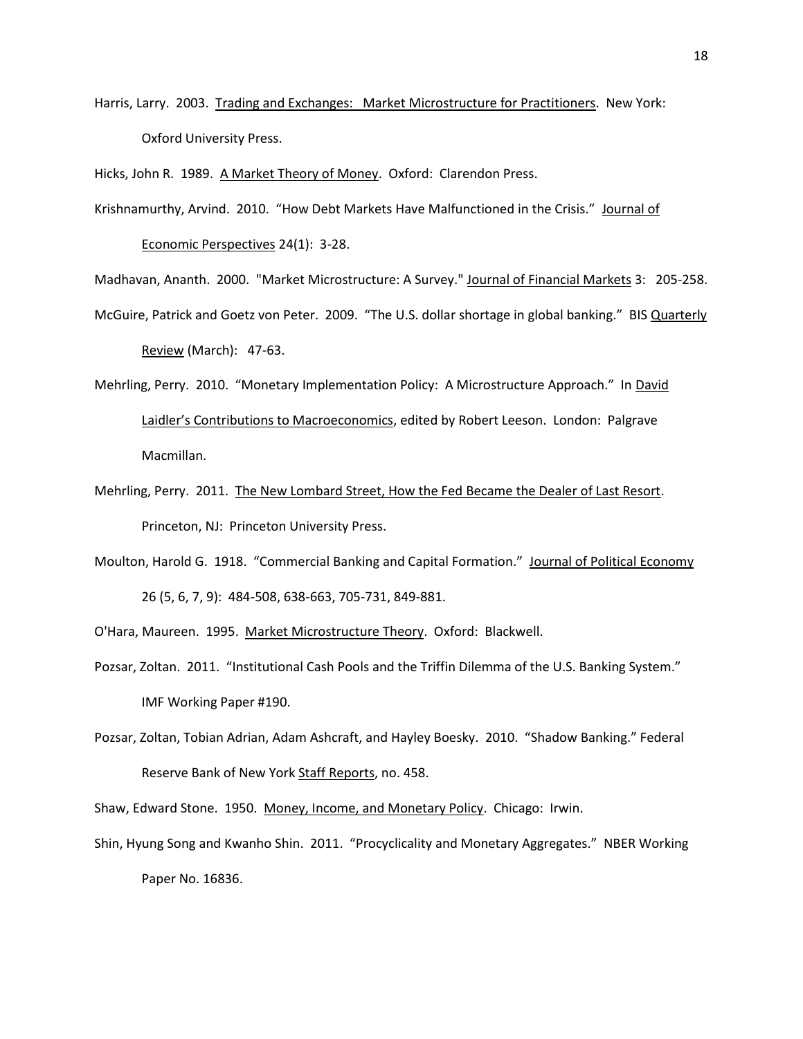Harris, Larry. 2003. Trading and Exchanges: Market Microstructure for Practitioners. New York: Oxford University Press.

Hicks, John R. 1989. A Market Theory of Money. Oxford: Clarendon Press.

Krishnamurthy, Arvind. 2010. "How Debt Markets Have Malfunctioned in the Crisis." Journal of Economic Perspectives 24(1): 3-28.

Madhavan, Ananth. 2000. "Market Microstructure: A Survey." Journal of Financial Markets 3: 205-258.

McGuire, Patrick and Goetz von Peter. 2009. "The U.S. dollar shortage in global banking." BIS Quarterly Review (March): 47-63.

Mehrling, Perry. 2010. "Monetary Implementation Policy: A Microstructure Approach." In David Laidler's Contributions to Macroeconomics, edited by Robert Leeson. London: Palgrave Macmillan.

Mehrling, Perry. 2011. The New Lombard Street, How the Fed Became the Dealer of Last Resort. Princeton, NJ: Princeton University Press.

Moulton, Harold G. 1918. "Commercial Banking and Capital Formation." Journal of Political Economy 26 (5, 6, 7, 9): 484-508, 638-663, 705-731, 849-881.

O'Hara, Maureen. 1995. Market Microstructure Theory. Oxford: Blackwell.

Pozsar, Zoltan. 2011. "Institutional Cash Pools and the Triffin Dilemma of the U.S. Banking System." IMF Working Paper #190.

Pozsar, Zoltan, Tobian Adrian, Adam Ashcraft, and Hayley Boesky. 2010. "Shadow Banking." Federal Reserve Bank of New York Staff Reports, no. 458.

Shaw, Edward Stone. 1950. Money, Income, and Monetary Policy. Chicago: Irwin.

Shin, Hyung Song and Kwanho Shin. 2011. "Procyclicality and Monetary Aggregates." NBER Working Paper No. 16836.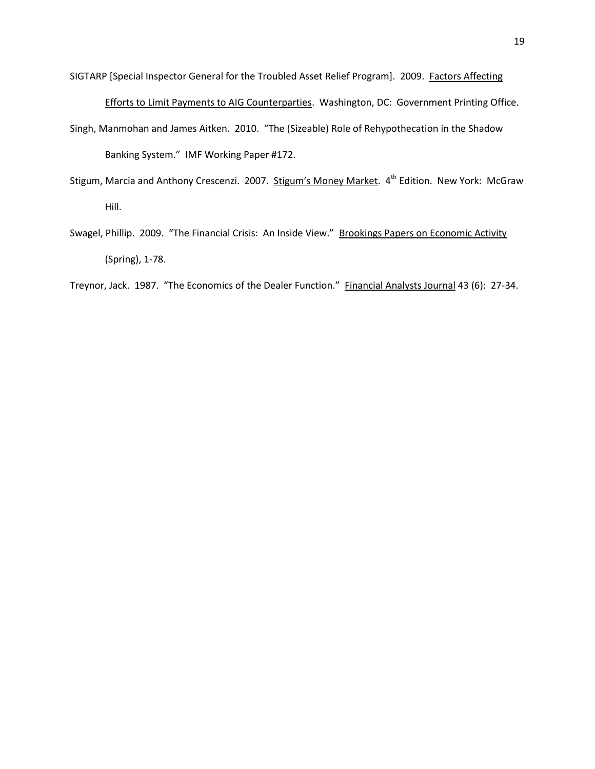SIGTARP [Special Inspector General for the Troubled Asset Relief Program]. 2009. <u>Factors Affecting Efforts to Limit Payments to AIG Counterparties</u>. Washington, DC: Government Printing Office.

Singh, Manmohan and James Aitken. 2010. "The (Sizeable) Role of Rehypothecation in the Shadow Banking System." IMF Working Paper #172.

Stigum, Marcia and Anthony Crescenzi. 2007. <u>Stigum's Money Market</u>. 4th Edition. New York: McGraw Hill.

Swagel, Phillip. 2009. "The Financial Crisis: An Inside View." <u>Brookings Papers on Economic Activity</u> (Spring), 1-78.

Treynor, Jack. 1987. "The Economics of the Dealer Function." <u>Financial Analysts Journal</u> 43 (6): 27-34.